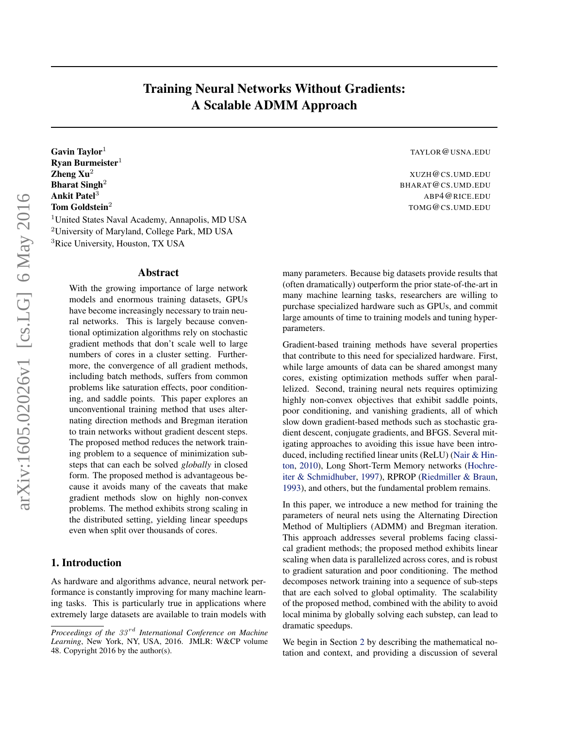# Training Neural Networks Without Gradients: A Scalable ADMM Approach

**Gavin Taylor**[1] TAYLOR@USNA.EDU
**Ryan Burmeister**[1]
**Zheng Xu**[2] XUZH@CS.UMD.EDU
**Bharat Singh**[2] BHARAT@CS.UMD.EDU
**Ankit Patel**[3] ABP4@RICE.EDU
**Tom Goldstein**[2] TOMG@CS.UMD.EDU

[1]United States Naval Academy, Annapolis, MD USA
[2]University of Maryland, College Park, MD USA
[3]Rice University, Houston, TX USA

## Abstract

With the growing importance of large network models and enormous training datasets, GPUs have become increasingly necessary to train neural networks. This is largely because conventional optimization algorithms rely on stochastic gradient methods that don't scale well to large numbers of cores in a cluster setting. Furthermore, the convergence of all gradient methods, including batch methods, suffers from common problems like saturation effects, poor conditioning, and saddle points. This paper explores an unconventional training method that uses alternating direction methods and Bregman iteration to train networks without gradient descent steps. The proposed method reduces the network training problem to a sequence of minimization substeps that can each be solved *globally* in closed form. The proposed method is advantageous because it avoids many of the caveats that make gradient methods slow on highly non-convex problems. The method exhibits strong scaling in the distributed setting, yielding linear speedups even when split over thousands of cores.

## 1. Introduction

As hardware and algorithms advance, neural network performance is constantly improving for many machine learning tasks. This is particularly true in applications where extremely large datasets are available to train models with many parameters. Because big datasets provide results that (often dramatically) outperform the prior state-of-the-art in many machine learning tasks, researchers are willing to purchase specialized hardware such as GPUs, and commit large amounts of time to training models and tuning hyper-parameters.

Gradient-based training methods have several properties that contribute to this need for specialized hardware. First, while large amounts of data can be shared amongst many cores, existing optimization methods suffer when parallelized. Second, training neural nets requires optimizing highly non-convex objectives that exhibit saddle points, poor conditioning, and vanishing gradients, all of which slow down gradient-based methods such as stochastic gradient descent, conjugate gradients, and BFGS. Several mitigating approaches to avoiding this issue have been introduced, including rectified linear units (ReLU) (Nair & Hinton, 2010), Long Short-Term Memory networks (Hochreiter & Schmidhuber, 1997), RPROP (Riedmiller & Braun, 1993), and others, but the fundamental problem remains.

In this paper, we introduce a new method for training the parameters of neural nets using the Alternating Direction Method of Multipliers (ADMM) and Bregman iteration. This approach addresses several problems facing classical gradient methods; the proposed method exhibits linear scaling when data is parallelized across cores, and is robust to gradient saturation and poor conditioning. The method decomposes network training into a sequence of sub-steps that are each solved to global optimality. The scalability of the proposed method, combined with the ability to avoid local minima by globally solving each substep, can lead to dramatic speedups.

We begin in Section 2 by describing the mathematical notation and context, and providing a discussion of several

*Proceedings of the 33rd International Conference on Machine Learning*, New York, NY, USA, 2016. JMLR: W&CP volume 48. Copyright 2016 by the author(s).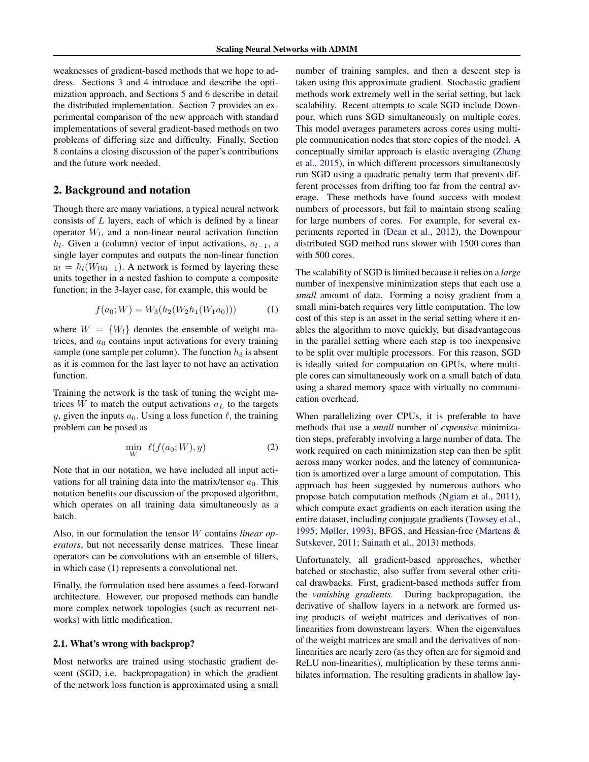weaknesses of gradient-based methods that we hope to address. Sections 3 and 4 introduce and describe the optimization approach, and Sections 5 and 6 describe in detail the distributed implementation. Section 7 provides an experimental comparison of the new approach with standard implementations of several gradient-based methods on two problems of differing size and difficulty. Finally, Section 8 contains a closing discussion of the paper's contributions and the future work needed.

## 2. Background and notation

Though there are many variations, a typical neural network consists of $L$ layers, each of which is defined by a linear operator $W_l$, and a non-linear neural activation function $h_l$. Given a (column) vector of input activations, $a_{l-1}$, a single layer computes and outputs the non-linear function $a_l = h_l(W_l a_{l-1})$. A network is formed by layering these units together in a nested fashion to compute a composite function; in the 3-layer case, for example, this would be

$$f(a_0; W) = W_3(h_2(W_2 h_1(W_1 a_0))) \tag{1}$$

where $W = \{W_l\}$ denotes the ensemble of weight matrices, and $a_0$ contains input activations for every training sample (one sample per column). The function $h_3$ is absent as it is common for the last layer to not have an activation function.

Training the network is the task of tuning the weight matrices $W$ to match the output activations $a_L$ to the targets $y$, given the inputs $a_0$. Using a loss function $\ell$, the training problem can be posed as

$$\min_{W} \; \ell(f(a_0; W), y) \tag{2}$$

Note that in our notation, we have included all input activations for all training data into the matrix/tensor $a_0$. This notation benefits our discussion of the proposed algorithm, which operates on all training data simultaneously as a batch.

Also, in our formulation the tensor $W$ contains *linear operators*, but not necessarily dense matrices. These linear operators can be convolutions with an ensemble of filters, in which case (1) represents a convolutional net.

Finally, the formulation used here assumes a feed-forward architecture. However, our proposed methods can handle more complex network topologies (such as recurrent networks) with little modification.

### 2.1. What's wrong with backprop?

Most networks are trained using stochastic gradient descent (SGD, i.e. backpropagation) in which the gradient of the network loss function is approximated using a small number of training samples, and then a descent step is taken using this approximate gradient. Stochastic gradient methods work extremely well in the serial setting, but lack scalability. Recent attempts to scale SGD include Downpour, which runs SGD simultaneously on multiple cores. This model averages parameters across cores using multiple communication nodes that store copies of the model. A conceptually similar approach is elastic averaging (Zhang et al., 2015), in which different processors simultaneously run SGD using a quadratic penalty term that prevents different processes from drifting too far from the central average. These methods have found success with modest numbers of processors, but fail to maintain strong scaling for large numbers of cores. For example, for several experiments reported in (Dean et al., 2012), the Downpour distributed SGD method runs slower with 1500 cores than with 500 cores.

The scalability of SGD is limited because it relies on a *large* number of inexpensive minimization steps that each use a *small* amount of data. Forming a noisy gradient from a small mini-batch requires very little computation. The low cost of this step is an asset in the serial setting where it enables the algorithm to move quickly, but disadvantageous in the parallel setting where each step is too inexpensive to be split over multiple processors. For this reason, SGD is ideally suited for computation on GPUs, where multiple cores can simultaneously work on a small batch of data using a shared memory space with virtually no communication overhead.

When parallelizing over CPUs, it is preferable to have methods that use a *small* number of *expensive* minimization steps, preferably involving a large number of data. The work required on each minimization step can then be split across many worker nodes, and the latency of communication is amortized over a large amount of computation. This approach has been suggested by numerous authors who propose batch computation methods (Ngiam et al., 2011), which compute exact gradients on each iteration using the entire dataset, including conjugate gradients (Towsey et al., 1995; Møller, 1993), BFGS, and Hessian-free (Martens & Sutskever, 2011; Sainath et al., 2013) methods.

Unfortunately, all gradient-based approaches, whether batched or stochastic, also suffer from several other critical drawbacks. First, gradient-based methods suffer from the *vanishing gradients.* During backpropagation, the derivative of shallow layers in a network are formed using products of weight matrices and derivatives of non-linearities from downstream layers. When the eigenvalues of the weight matrices are small and the derivatives of non-linearities are nearly zero (as they often are for sigmoid and ReLU non-linearities), multiplication by these terms annihilates information. The resulting gradients in shallow lay-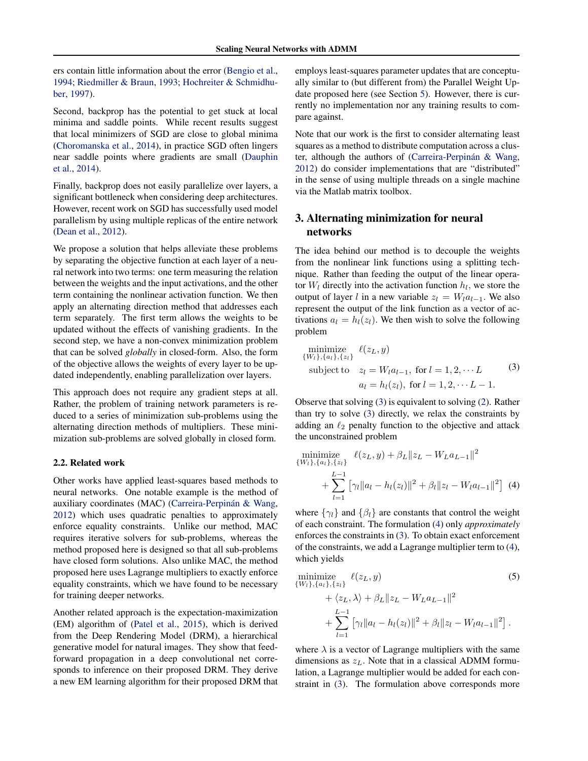ers contain little information about the error (Bengio et al., 1994; Riedmiller & Braun, 1993; Hochreiter & Schmidhuber, 1997).

Second, backprop has the potential to get stuck at local minima and saddle points. While recent results suggest that local minimizers of SGD are close to global minima (Choromanska et al., 2014), in practice SGD often lingers near saddle points where gradients are small (Dauphin et al., 2014).

Finally, backprop does not easily parallelize over layers, a significant bottleneck when considering deep architectures. However, recent work on SGD has successfully used model parallelism by using multiple replicas of the entire network (Dean et al., 2012).

We propose a solution that helps alleviate these problems by separating the objective function at each layer of a neural network into two terms: one term measuring the relation between the weights and the input activations, and the other term containing the nonlinear activation function. We then apply an alternating direction method that addresses each term separately. The first term allows the weights to be updated without the effects of vanishing gradients. In the second step, we have a non-convex minimization problem that can be solved *globally* in closed-form. Also, the form of the objective allows the weights of every layer to be updated independently, enabling parallelization over layers.

This approach does not require any gradient steps at all. Rather, the problem of training network parameters is reduced to a series of minimization sub-problems using the alternating direction methods of multipliers. These minimization sub-problems are solved globally in closed form.

### 2.2. Related work

Other works have applied least-squares based methods to neural networks. One notable example is the method of auxiliary coordinates (MAC) (Carreira-Perpinán & Wang, 2012) which uses quadratic penalties to approximately enforce equality constraints. Unlike our method, MAC requires iterative solvers for sub-problems, whereas the method proposed here is designed so that all sub-problems have closed form solutions. Also unlike MAC, the method proposed here uses Lagrange multipliers to exactly enforce equality constraints, which we have found to be necessary for training deeper networks.

Another related approach is the expectation-maximization (EM) algorithm of (Patel et al., 2015), which is derived from the Deep Rendering Model (DRM), a hierarchical generative model for natural images. They show that feedforward propagation in a deep convolutional net corresponds to inference on their proposed DRM. They derive a new EM learning algorithm for their proposed DRM that employs least-squares parameter updates that are conceptually similar to (but different from) the Parallel Weight Update proposed here (see Section 5). However, there is currently no implementation nor any training results to compare against.

Note that our work is the first to consider alternating least squares as a method to distribute computation across a cluster, although the authors of (Carreira-Perpinán & Wang, 2012) do consider implementations that are "distributed" in the sense of using multiple threads on a single machine via the Matlab matrix toolbox.

## 3. Alternating minimization for neural networks

The idea behind our method is to decouple the weights from the nonlinear link functions using a splitting technique. Rather than feeding the output of the linear operator $W_l$ directly into the activation function $h_l$, we store the output of layer $l$ in a new variable $z_l = W_l a_{l-1}$. We also represent the output of the link function as a vector of activations $a_l = h_l(z_l)$. We then wish to solve the following problem

$$
\begin{aligned}
\underset{\{W_l\},\{a_l\},\{z_l\}}{\text{minimize}} \quad & \ell(z_L, y) \\
\text{subject to} \quad & z_l = W_l a_{l-1}, \text{ for } l = 1, 2, \cdots L \\
& a_l = h_l(z_l), \text{ for } l = 1, 2, \cdots L-1.
\end{aligned} \tag{3}
$$

Observe that solving (3) is equivalent to solving (2). Rather than try to solve (3) directly, we relax the constraints by adding an $\ell_2$ penalty function to the objective and attack the unconstrained problem

$$
\begin{aligned}
\underset{\{W_l\},\{a_l\},\{z_l\}}{\text{minimize}} \quad & \ell(z_L, y) + \beta_L \|z_L - W_L a_{L-1}\|^2 \\
& + \sum_{l=1}^{L-1} \left[ \gamma_l \|a_l - h_l(z_l)\|^2 + \beta_l \|z_l - W_l a_{l-1}\|^2 \right]
\end{aligned} \tag{4}
$$

where $\{\gamma_l\}$ and $\{\beta_l\}$ are constants that control the weight of each constraint. The formulation (4) only *approximately* enforces the constraints in (3). To obtain exact enforcement of the constraints, we add a Lagrange multiplier term to (4), which yields

$$
\begin{aligned}
\underset{\{W_l\},\{a_l\},\{z_l\}}{\text{minimize}} \quad & \ell(z_L, y) \\
& + \langle z_L, \lambda \rangle + \beta_L \|z_L - W_L a_{L-1}\|^2 \\
& + \sum_{l=1}^{L-1} \left[ \gamma_l \|a_l - h_l(z_l)\|^2 + \beta_l \|z_l - W_l a_{l-1}\|^2 \right].
\end{aligned} \tag{5}
$$

where $\lambda$ is a vector of Lagrange multipliers with the same dimensions as $z_L$. Note that in a classical ADMM formulation, a Lagrange multiplier would be added for each constraint in (3). The formulation above corresponds more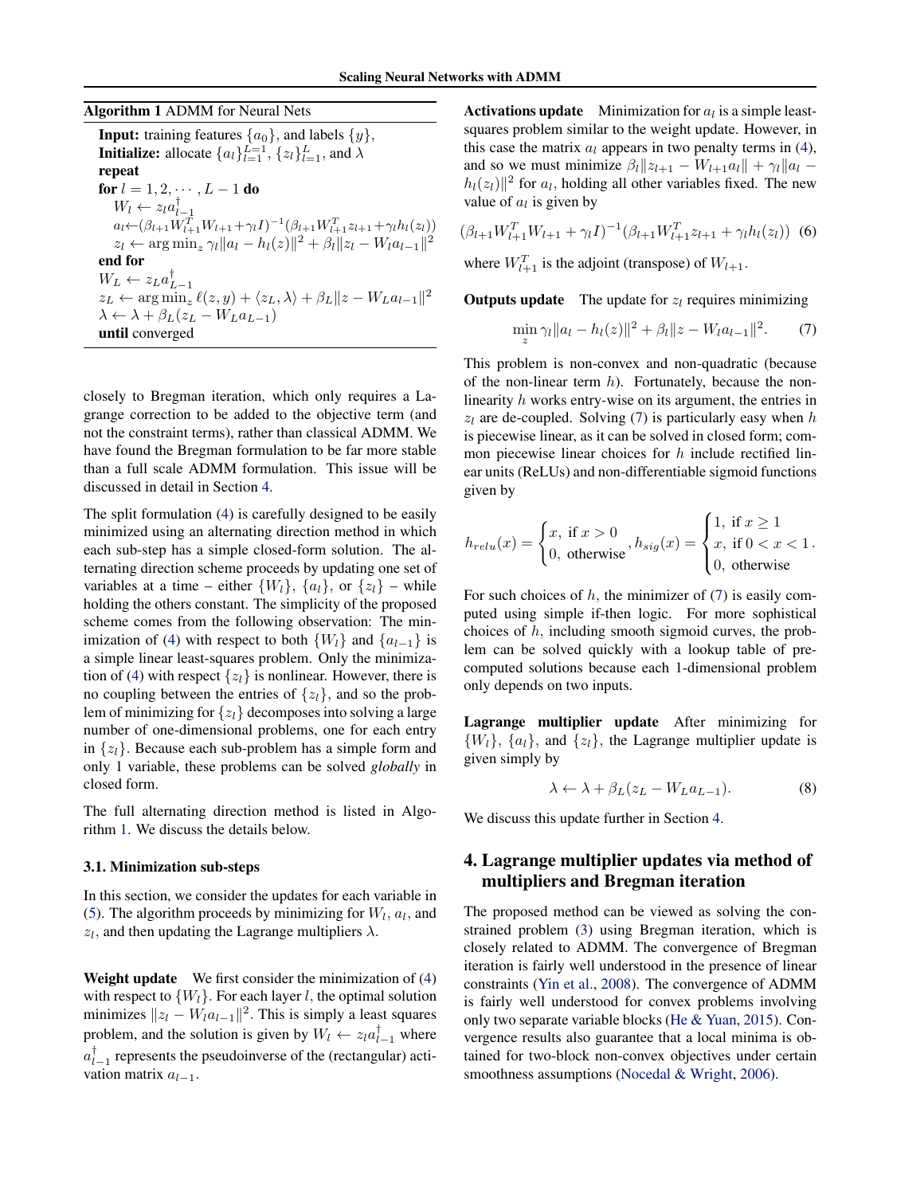**Algorithm 1** ADMM for Neural Nets

```
Input: training features {a_0}, and labels {y},
Initialize: allocate {a_l}_{l=1}^{L-1}, {z_l}_{l=1}^{L}, and λ
repeat
  for l = 1, 2, ··· , L − 1 do
    W_l ← z_l a_{l-1}^†
    a_l ← (β_{l+1} W_{l+1}^T W_{l+1} + γ_l I)^{-1} (β_{l+1} W_{l+1}^T z_{l+1} + γ_l h_l(z_l))
    z_l ← arg min_z γ_l ||a_l − h_l(z)||^2 + β_l ||z_l − W_l a_{l-1}||^2
  end for
  W_L ← z_L a_{L-1}^†
  z_L ← arg min_z ℓ(z, y) + ⟨z_L, λ⟩ + β_L ||z − W_L a_{L-1}||^2
  λ ← λ + β_L (z_L − W_L a_{L-1})
until converged
```

closely to Bregman iteration, which only requires a Lagrange correction to be added to the objective term (and not the constraint terms), rather than classical ADMM. We have found the Bregman formulation to be far more stable than a full scale ADMM formulation. This issue will be discussed in detail in Section 4.

The split formulation (4) is carefully designed to be easily minimized using an alternating direction method in which each sub-step has a simple closed-form solution. The alternating direction scheme proceeds by updating one set of variables at a time – either $\{W_l\}$, $\{a_l\}$, or $\{z_l\}$ – while holding the others constant. The simplicity of the proposed scheme comes from the following observation: The minimization of (4) with respect to both $\{W_l\}$ and $\{a_{l-1}\}$ is a simple linear least-squares problem. Only the minimization of (4) with respect $\{z_l\}$ is nonlinear. However, there is no coupling between the entries of $\{z_l\}$, and so the problem of minimizing for $\{z_l\}$ decomposes into solving a large number of one-dimensional problems, one for each entry in $\{z_l\}$. Because each sub-problem has a simple form and only 1 variable, these problems can be solved *globally* in closed form.

The full alternating direction method is listed in Algorithm 1. We discuss the details below.

### 3.1. Minimization sub-steps

In this section, we consider the updates for each variable in (5). The algorithm proceeds by minimizing for $W_l$, $a_l$, and $z_l$, and then updating the Lagrange multipliers $\lambda$.

**Weight update** We first consider the minimization of (4) with respect to $\{W_l\}$. For each layer $l$, the optimal solution minimizes $\|z_l - W_l a_{l-1}\|^2$. This is simply a least squares problem, and the solution is given by $W_l \leftarrow z_l a_{l-1}^\dagger$ where $a_{l-1}^\dagger$ represents the pseudoinverse of the (rectangular) activation matrix $a_{l-1}$.

**Activations update** Minimization for $a_l$ is a simple least-squares problem similar to the weight update. However, in this case the matrix $a_l$ appears in two penalty terms in (4), and so we must minimize $\beta_l\|z_{l+1} - W_{l+1}a_l\| + \gamma_l\|a_l - h_l(z_l)\|^2$ for $a_l$, holding all other variables fixed. The new value of $a_l$ is given by

$$(\beta_{l+1}W_{l+1}^T W_{l+1} + \gamma_l I)^{-1}(\beta_{l+1}W_{l+1}^T z_{l+1} + \gamma_l h_l(z_l)) \quad (6)$$

where $W_{l+1}^T$ is the adjoint (transpose) of $W_{l+1}$.

**Outputs update** The update for $z_l$ requires minimizing

$$\min_z \gamma_l\|a_l - h_l(z)\|^2 + \beta_l\|z - W_l a_{l-1}\|^2. \quad (7)$$

This problem is non-convex and non-quadratic (because of the non-linear term $h$). Fortunately, because the non-linearity $h$ works entry-wise on its argument, the entries in $z_l$ are de-coupled. Solving (7) is particularly easy when $h$ is piecewise linear, as it can be solved in closed form; common piecewise linear choices for $h$ include rectified linear units (ReLUs) and non-differentiable sigmoid functions given by

$$h_{relu}(x) = \begin{cases} x, \text{ if } x > 0 \\ 0, \text{ otherwise} \end{cases}, h_{sig}(x) = \begin{cases} 1, \text{ if } x \geq 1 \\ x, \text{ if } 0 < x < 1 \\ 0, \text{ otherwise} \end{cases}.$$

For such choices of $h$, the minimizer of (7) is easily computed using simple if-then logic. For more sophistical choices of $h$, including smooth sigmoid curves, the problem can be solved quickly with a lookup table of precomputed solutions because each 1-dimensional problem only depends on two inputs.

**Lagrange multiplier update** After minimizing for $\{W_l\}$, $\{a_l\}$, and $\{z_l\}$, the Lagrange multiplier update is given simply by

$$\lambda \leftarrow \lambda + \beta_L(z_L - W_L a_{L-1}). \quad (8)$$

We discuss this update further in Section 4.

## 4. Lagrange multiplier updates via method of multipliers and Bregman iteration

The proposed method can be viewed as solving the constrained problem (3) using Bregman iteration, which is closely related to ADMM. The convergence of Bregman iteration is fairly well understood in the presence of linear constraints (Yin et al., 2008). The convergence of ADMM is fairly well understood for convex problems involving only two separate variable blocks (He & Yuan, 2015). Convergence results also guarantee that a local minima is obtained for two-block non-convex objectives under certain smoothness assumptions (Nocedal & Wright, 2006).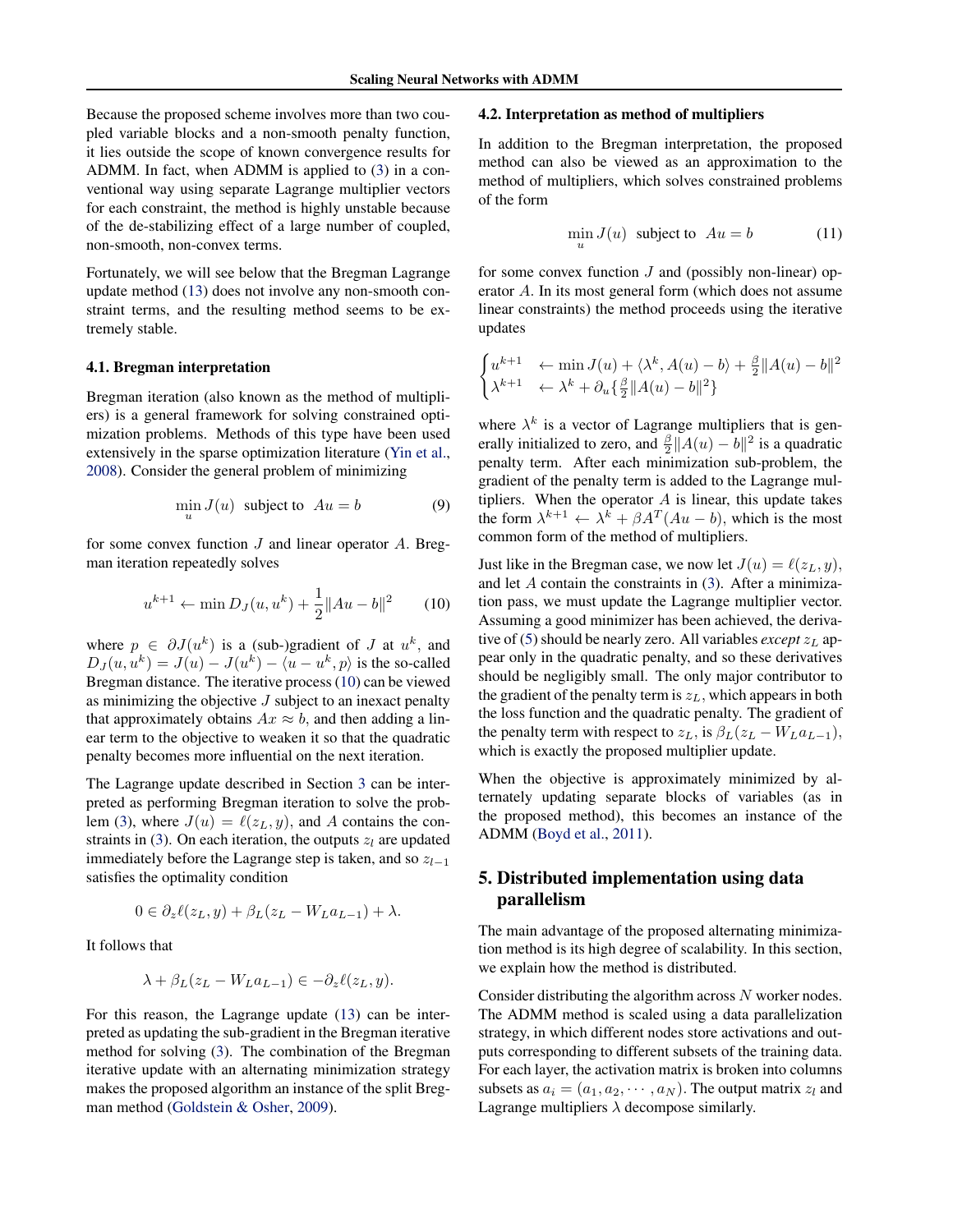Because the proposed scheme involves more than two coupled variable blocks and a non-smooth penalty function, it lies outside the scope of known convergence results for ADMM. In fact, when ADMM is applied to (3) in a conventional way using separate Lagrange multiplier vectors for each constraint, the method is highly unstable because of the de-stabilizing effect of a large number of coupled, non-smooth, non-convex terms.

Fortunately, we will see below that the Bregman Lagrange update method (13) does not involve any non-smooth constraint terms, and the resulting method seems to be extremely stable.

### 4.1. Bregman interpretation

Bregman iteration (also known as the method of multipliers) is a general framework for solving constrained optimization problems. Methods of this type have been used extensively in the sparse optimization literature (Yin et al., 2008). Consider the general problem of minimizing

$$\min_u J(u) \quad \text{subject to} \quad Au = b \tag{9}$$

for some convex function $J$ and linear operator $A$. Bregman iteration repeatedly solves

$$u^{k+1} \leftarrow \min D_J(u, u^k) + \frac{1}{2}\|Au - b\|^2 \tag{10}$$

where $p \in \partial J(u^k)$ is a (sub-)gradient of $J$ at $u^k$, and $D_J(u, u^k) = J(u) - J(u^k) - \langle u - u^k, p\rangle$ is the so-called Bregman distance. The iterative process (10) can be viewed as minimizing the objective $J$ subject to an inexact penalty that approximately obtains $Ax \approx b$, and then adding a linear term to the objective to weaken it so that the quadratic penalty becomes more influential on the next iteration.

The Lagrange update described in Section 3 can be interpreted as performing Bregman iteration to solve the problem (3), where $J(u) = \ell(z_L, y)$, and $A$ contains the constraints in (3). On each iteration, the outputs $z_l$ are updated immediately before the Lagrange step is taken, and so $z_{l-1}$ satisfies the optimality condition

$$0 \in \partial_z \ell(z_L, y) + \beta_L(z_L - W_L a_{L-1}) + \lambda.$$

It follows that

$$\lambda + \beta_L(z_L - W_L a_{L-1}) \in -\partial_z \ell(z_L, y).$$

For this reason, the Lagrange update (13) can be interpreted as updating the sub-gradient in the Bregman iterative method for solving (3). The combination of the Bregman iterative update with an alternating minimization strategy makes the proposed algorithm an instance of the split Bregman method (Goldstein & Osher, 2009).

### 4.2. Interpretation as method of multipliers

In addition to the Bregman interpretation, the proposed method can also be viewed as an approximation to the method of multipliers, which solves constrained problems of the form

$$\min_u J(u) \quad \text{subject to} \quad Au = b \tag{11}$$

for some convex function $J$ and (possibly non-linear) operator $A$. In its most general form (which does not assume linear constraints) the method proceeds using the iterative updates

$$\begin{cases} u^{k+1} & \leftarrow \min J(u) + \langle \lambda^k, A(u) - b\rangle + \frac{\beta}{2}\|A(u) - b\|^2 \\ \lambda^{k+1} & \leftarrow \lambda^k + \partial_u\{\frac{\beta}{2}\|A(u) - b\|^2\} \end{cases}$$

where $\lambda^k$ is a vector of Lagrange multipliers that is generally initialized to zero, and $\frac{\beta}{2}\|A(u) - b\|^2$ is a quadratic penalty term. After each minimization sub-problem, the gradient of the penalty term is added to the Lagrange multipliers. When the operator $A$ is linear, this update takes the form $\lambda^{k+1} \leftarrow \lambda^k + \beta A^T(Au - b)$, which is the most common form of the method of multipliers.

Just like in the Bregman case, we now let $J(u) = \ell(z_L, y)$, and let $A$ contain the constraints in (3). After a minimization pass, we must update the Lagrange multiplier vector. Assuming a good minimizer has been achieved, the derivative of (5) should be nearly zero. All variables *except* $z_L$ appear only in the quadratic penalty, and so these derivatives should be negligibly small. The only major contributor to the gradient of the penalty term is $z_L$, which appears in both the loss function and the quadratic penalty. The gradient of the penalty term with respect to $z_L$, is $\beta_L(z_L - W_L a_{L-1})$, which is exactly the proposed multiplier update.

When the objective is approximately minimized by alternately updating separate blocks of variables (as in the proposed method), this becomes an instance of the ADMM (Boyd et al., 2011).

## 5. Distributed implementation using data parallelism

The main advantage of the proposed alternating minimization method is its high degree of scalability. In this section, we explain how the method is distributed.

Consider distributing the algorithm across $N$ worker nodes. The ADMM method is scaled using a data parallelization strategy, in which different nodes store activations and outputs corresponding to different subsets of the training data. For each layer, the activation matrix is broken into columns subsets as $a_i = (a_1, a_2, \cdots, a_N)$. The output matrix $z_l$ and Lagrange multipliers $\lambda$ decompose similarly.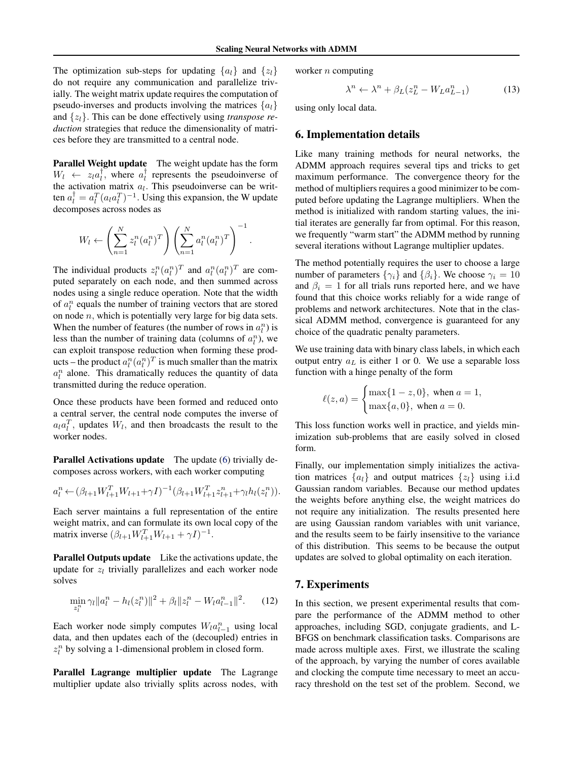The optimization sub-steps for updating $\{a_l\}$ and $\{z_l\}$ do not require any communication and parallelize trivially. The weight matrix update requires the computation of pseudo-inverses and products involving the matrices $\{a_l\}$ and $\{z_l\}$. This can be done effectively using *transpose reduction* strategies that reduce the dimensionality of matrices before they are transmitted to a central node.

**Parallel Weight update** The weight update has the form $W_l \leftarrow z_l a_l^\dagger$, where $a_l^\dagger$ represents the pseudoinverse of the activation matrix $a_l$. This pseudoinverse can be written $a_l^\dagger = a_l^T (a_l a_l^T)^{-1}$. Using this expansion, the W update decomposes across nodes as

$$W_l \leftarrow \left( \sum_{n=1}^{N} z_l^n (a_l^n)^T \right) \left( \sum_{n=1}^{N} a_l^n (a_l^n)^T \right)^{-1}.$$

The individual products $z_l^n (a_l^n)^T$ and $a_l^n (a_l^n)^T$ are computed separately on each node, and then summed across nodes using a single reduce operation. Note that the width of $a_l^n$ equals the number of training vectors that are stored on node $n$, which is potentially very large for big data sets. When the number of features (the number of rows in $a_l^n$) is less than the number of training data (columns of $a_l^n$), we can exploit transpose reduction when forming these products – the product $a_l^n (a_l^n)^T$ is much smaller than the matrix $a_l^n$ alone. This dramatically reduces the quantity of data transmitted during the reduce operation.

Once these products have been formed and reduced onto a central server, the central node computes the inverse of $a_l a_l^T$, updates $W_l$, and then broadcasts the result to the worker nodes.

**Parallel Activations update** The update (6) trivially decomposes across workers, with each worker computing

$$a_l^n \leftarrow (\beta_{l+1} W_{l+1}^T W_{l+1} + \gamma I)^{-1} (\beta_{l+1} W_{l+1}^T z_{l+1}^n + \gamma_l h_l(z_l^n)).$$

Each server maintains a full representation of the entire weight matrix, and can formulate its own local copy of the matrix inverse $(\beta_{l+1} W_{l+1}^T W_{l+1} + \gamma I)^{-1}$.

**Parallel Outputs update** Like the activations update, the update for $z_l$ trivially parallelizes and each worker node solves

$$\min_{z_l^n} \gamma_l \| a_l^n - h_l(z_l^n) \|^2 + \beta_l \| z_l^n - W_l a_{l-1}^n \|^2. \qquad (12)$$

Each worker node simply computes $W_l a_{l-1}^n$ using local data, and then updates each of the (decoupled) entries in $z_l^n$ by solving a 1-dimensional problem in closed form.

**Parallel Lagrange multiplier update** The Lagrange multiplier update also trivially splits across nodes, with worker $n$ computing

$$\lambda^n \leftarrow \lambda^n + \beta_L (z_L^n - W_L a_{L-1}^n) \qquad (13)$$

using only local data.

## 6. Implementation details

Like many training methods for neural networks, the ADMM approach requires several tips and tricks to get maximum performance. The convergence theory for the method of multipliers requires a good minimizer to be computed before updating the Lagrange multipliers. When the method is initialized with random starting values, the initial iterates are generally far from optimal. For this reason, we frequently "warm start" the ADMM method by running several iterations without Lagrange multiplier updates.

The method potentially requires the user to choose a large number of parameters $\{\gamma_i\}$ and $\{\beta_i\}$. We choose $\gamma_i = 10$ and $\beta_i = 1$ for all trials runs reported here, and we have found that this choice works reliably for a wide range of problems and network architectures. Note that in the classical ADMM method, convergence is guaranteed for any choice of the quadratic penalty parameters.

We use training data with binary class labels, in which each output entry $a_L$ is either 1 or 0. We use a separable loss function with a hinge penalty of the form

$$\ell(z, a) = \begin{cases} \max\{1 - z, 0\}, \text{ when } a = 1, \\ \max\{a, 0\}, \text{ when } a = 0. \end{cases}$$

This loss function works well in practice, and yields minimization sub-problems that are easily solved in closed form.

Finally, our implementation simply initializes the activation matrices $\{a_l\}$ and output matrices $\{z_l\}$ using i.i.d Gaussian random variables. Because our method updates the weights before anything else, the weight matrices do not require any initialization. The results presented here are using Gaussian random variables with unit variance, and the results seem to be fairly insensitive to the variance of this distribution. This seems to be because the output updates are solved to global optimality on each iteration.

## 7. Experiments

In this section, we present experimental results that compare the performance of the ADMM method to other approaches, including SGD, conjugate gradients, and L-BFGS on benchmark classification tasks. Comparisons are made across multiple axes. First, we illustrate the scaling of the approach, by varying the number of cores available and clocking the compute time necessary to meet an accuracy threshold on the test set of the problem. Second, we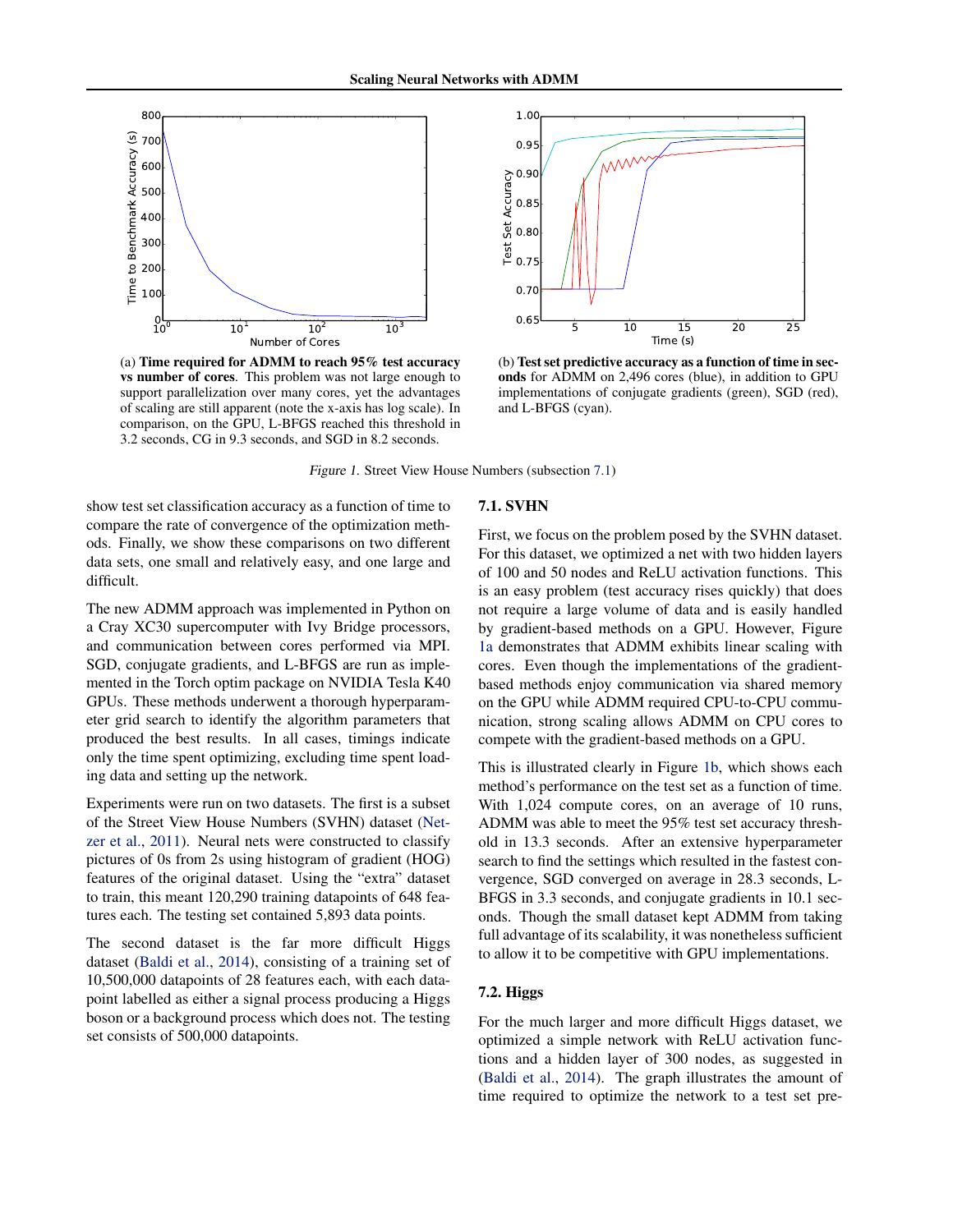(a) **Time required for ADMM to reach 95% test accuracy vs number of cores**. This problem was not large enough to support parallelization over many cores, yet the advantages of scaling are still apparent (note the x-axis has log scale). In comparison, on the GPU, L-BFGS reached this threshold in 3.2 seconds, CG in 9.3 seconds, and SGD in 8.2 seconds.

(b) **Test set predictive accuracy as a function of time in seconds** for ADMM on 2,496 cores (blue), in addition to GPU implementations of conjugate gradients (green), SGD (red), and L-BFGS (cyan).

*Figure 1.* Street View House Numbers (subsection 7.1)

show test set classification accuracy as a function of time to compare the rate of convergence of the optimization methods. Finally, we show these comparisons on two different data sets, one small and relatively easy, and one large and difficult.

The new ADMM approach was implemented in Python on a Cray XC30 supercomputer with Ivy Bridge processors, and communication between cores performed via MPI. SGD, conjugate gradients, and L-BFGS are run as implemented in the Torch optim package on NVIDIA Tesla K40 GPUs. These methods underwent a thorough hyperparameter grid search to identify the algorithm parameters that produced the best results. In all cases, timings indicate only the time spent optimizing, excluding time spent loading data and setting up the network.

Experiments were run on two datasets. The first is a subset of the Street View House Numbers (SVHN) dataset (Netzer et al., 2011). Neural nets were constructed to classify pictures of 0s from 2s using histogram of gradient (HOG) features of the original dataset. Using the "extra" dataset to train, this meant 120,290 training datapoints of 648 features each. The testing set contained 5,893 data points.

The second dataset is the far more difficult Higgs dataset (Baldi et al., 2014), consisting of a training set of 10,500,000 datapoints of 28 features each, with each datapoint labelled as either a signal process producing a Higgs boson or a background process which does not. The testing set consists of 500,000 datapoints.

### 7.1. SVHN

First, we focus on the problem posed by the SVHN dataset. For this dataset, we optimized a net with two hidden layers of 100 and 50 nodes and ReLU activation functions. This is an easy problem (test accuracy rises quickly) that does not require a large volume of data and is easily handled by gradient-based methods on a GPU. However, Figure 1a demonstrates that ADMM exhibits linear scaling with cores. Even though the implementations of the gradient-based methods enjoy communication via shared memory on the GPU while ADMM required CPU-to-CPU communication, strong scaling allows ADMM on CPU cores to compete with the gradient-based methods on a GPU.

This is illustrated clearly in Figure 1b, which shows each method's performance on the test set as a function of time. With 1,024 compute cores, on an average of 10 runs, ADMM was able to meet the 95% test set accuracy threshold in 13.3 seconds. After an extensive hyperparameter search to find the settings which resulted in the fastest convergence, SGD converged on average in 28.3 seconds, L-BFGS in 3.3 seconds, and conjugate gradients in 10.1 seconds. Though the small dataset kept ADMM from taking full advantage of its scalability, it was nonetheless sufficient to allow it to be competitive with GPU implementations.

### 7.2. Higgs

For the much larger and more difficult Higgs dataset, we optimized a simple network with ReLU activation functions and a hidden layer of 300 nodes, as suggested in (Baldi et al., 2014). The graph illustrates the amount of time required to optimize the network to a test set pre-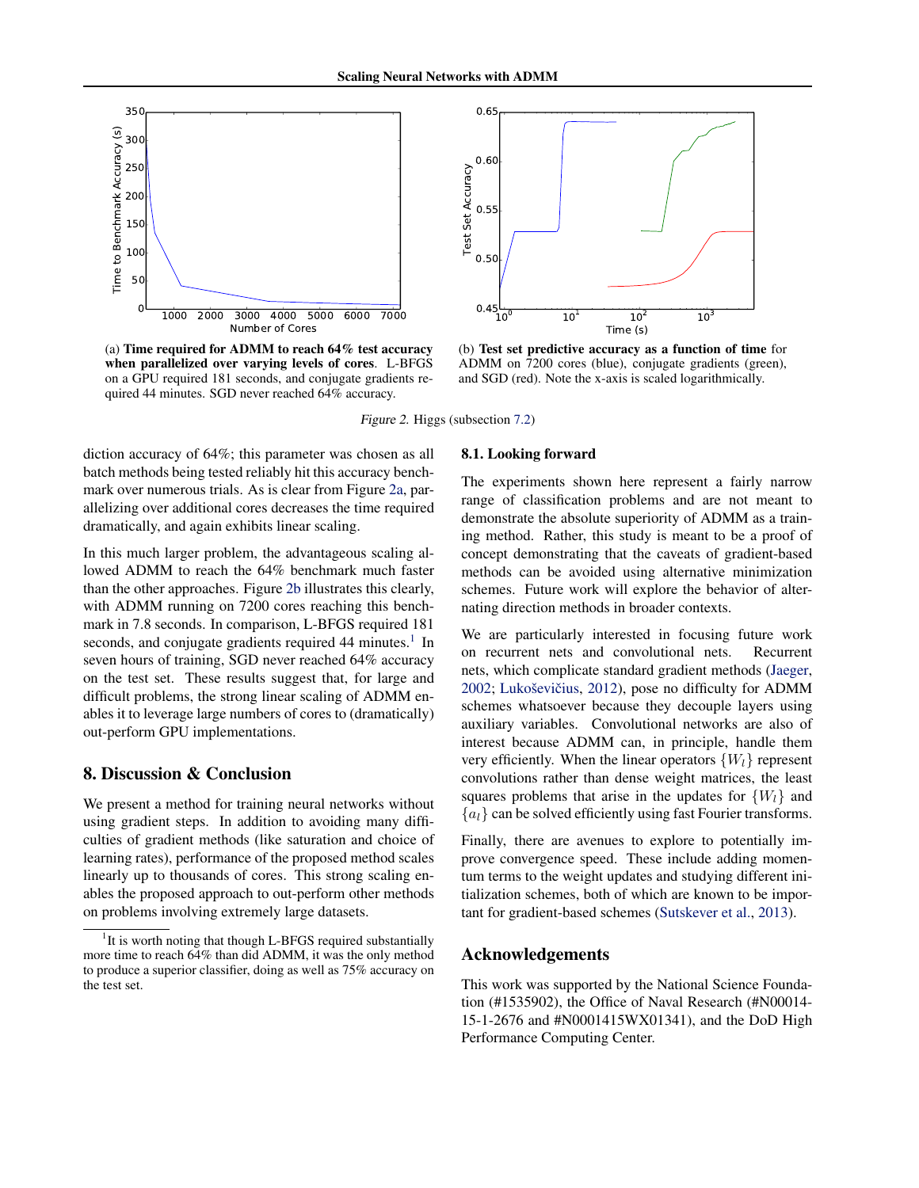(a) **Time required for ADMM to reach 64% test accuracy when parallelized over varying levels of cores**. L-BFGS on a GPU required 181 seconds, and conjugate gradients required 44 minutes. SGD never reached 64% accuracy.

(b) **Test set predictive accuracy as a function of time** for ADMM on 7200 cores (blue), conjugate gradients (green), and SGD (red). Note the x-axis is scaled logarithmically.

*Figure 2.* Higgs (subsection 7.2)

diction accuracy of 64%; this parameter was chosen as all batch methods being tested reliably hit this accuracy benchmark over numerous trials. As is clear from Figure 2a, parallelizing over additional cores decreases the time required dramatically, and again exhibits linear scaling.

In this much larger problem, the advantageous scaling allowed ADMM to reach the 64% benchmark much faster than the other approaches. Figure 2b illustrates this clearly, with ADMM running on 7200 cores reaching this benchmark in 7.8 seconds. In comparison, L-BFGS required 181 seconds, and conjugate gradients required 44 minutes.[1] In seven hours of training, SGD never reached 64% accuracy on the test set. These results suggest that, for large and difficult problems, the strong linear scaling of ADMM enables it to leverage large numbers of cores to (dramatically) out-perform GPU implementations.

## 8. Discussion & Conclusion

We present a method for training neural networks without using gradient steps. In addition to avoiding many difficulties of gradient methods (like saturation and choice of learning rates), performance of the proposed method scales linearly up to thousands of cores. This strong scaling enables the proposed approach to out-perform other methods on problems involving extremely large datasets.

[1] It is worth noting that though L-BFGS required substantially more time to reach 64% than did ADMM, it was the only method to produce a superior classifier, doing as well as 75% accuracy on the test set.

### 8.1. Looking forward

The experiments shown here represent a fairly narrow range of classification problems and are not meant to demonstrate the absolute superiority of ADMM as a training method. Rather, this study is meant to be a proof of concept demonstrating that the caveats of gradient-based methods can be avoided using alternative minimization schemes. Future work will explore the behavior of alternating direction methods in broader contexts.

We are particularly interested in focusing future work on recurrent nets and convolutional nets. Recurrent nets, which complicate standard gradient methods (Jaeger, 2002; Lukoševičius, 2012), pose no difficulty for ADMM schemes whatsoever because they decouple layers using auxiliary variables. Convolutional networks are also of interest because ADMM can, in principle, handle them very efficiently. When the linear operators $\{W_l\}$ represent convolutions rather than dense weight matrices, the least squares problems that arise in the updates for $\{W_l\}$ and $\{a_l\}$ can be solved efficiently using fast Fourier transforms.

Finally, there are avenues to explore to potentially improve convergence speed. These include adding momentum terms to the weight updates and studying different initialization schemes, both of which are known to be important for gradient-based schemes (Sutskever et al., 2013).

## Acknowledgements

This work was supported by the National Science Foundation (#1535902), the Office of Naval Research (#N00014-15-1-2676 and #N0001415WX01341), and the DoD High Performance Computing Center.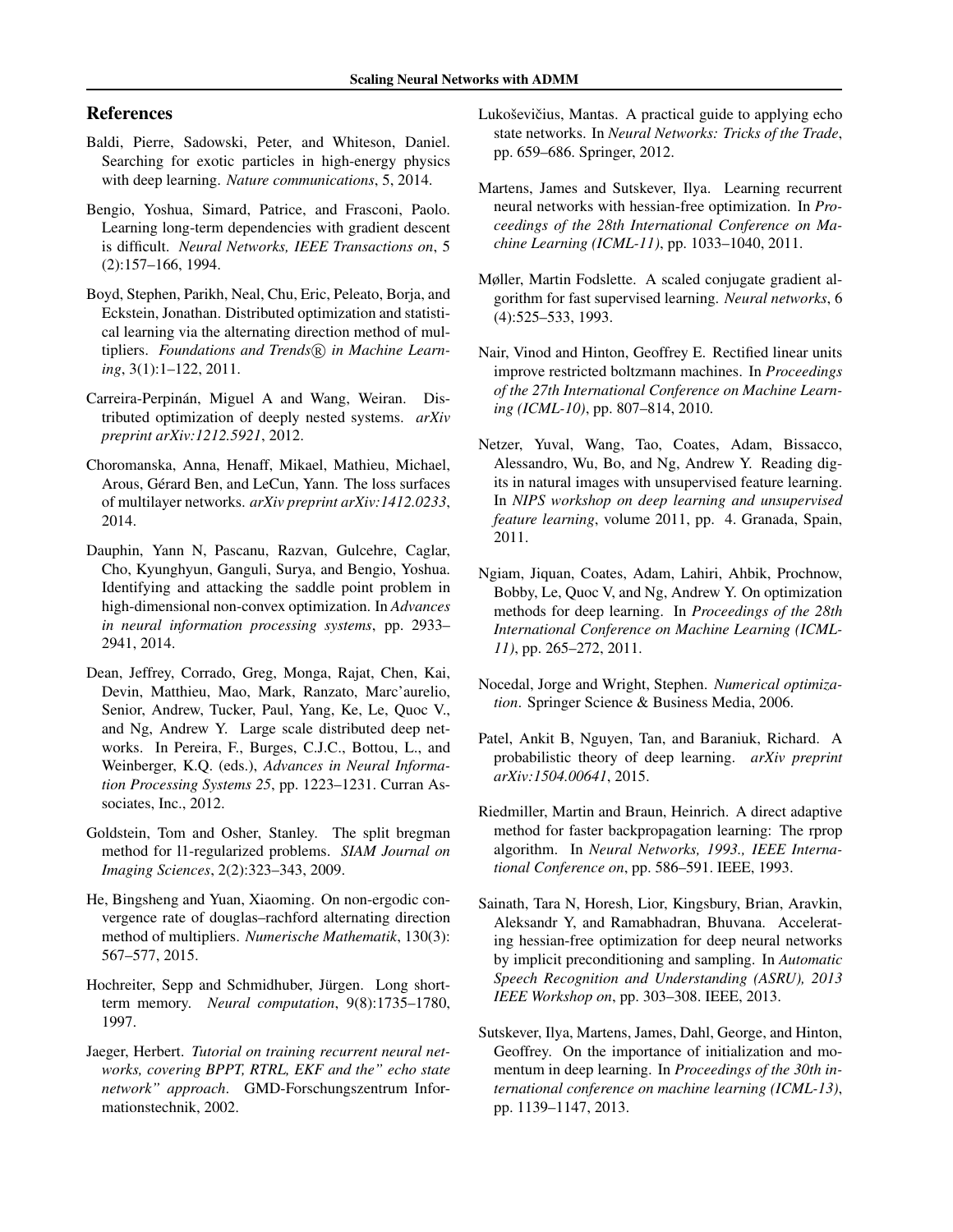## References

Baldi, Pierre, Sadowski, Peter, and Whiteson, Daniel. Searching for exotic particles in high-energy physics with deep learning. *Nature communications*, 5, 2014.

Bengio, Yoshua, Simard, Patrice, and Frasconi, Paolo. Learning long-term dependencies with gradient descent is difficult. *Neural Networks, IEEE Transactions on*, 5 (2):157–166, 1994.

Boyd, Stephen, Parikh, Neal, Chu, Eric, Peleato, Borja, and Eckstein, Jonathan. Distributed optimization and statistical learning via the alternating direction method of multipliers. *Foundations and Trends® in Machine Learning*, 3(1):1–122, 2011.

Carreira-Perpinán, Miguel A and Wang, Weiran. Distributed optimization of deeply nested systems. *arXiv preprint arXiv:1212.5921*, 2012.

Choromanska, Anna, Henaff, Mikael, Mathieu, Michael, Arous, Gérard Ben, and LeCun, Yann. The loss surfaces of multilayer networks. *arXiv preprint arXiv:1412.0233*, 2014.

Dauphin, Yann N, Pascanu, Razvan, Gulcehre, Caglar, Cho, Kyunghyun, Ganguli, Surya, and Bengio, Yoshua. Identifying and attacking the saddle point problem in high-dimensional non-convex optimization. In *Advances in neural information processing systems*, pp. 2933–2941, 2014.

Dean, Jeffrey, Corrado, Greg, Monga, Rajat, Chen, Kai, Devin, Matthieu, Mao, Mark, Ranzato, Marc'aurelio, Senior, Andrew, Tucker, Paul, Yang, Ke, Le, Quoc V., and Ng, Andrew Y. Large scale distributed deep networks. In Pereira, F., Burges, C.J.C., Bottou, L., and Weinberger, K.Q. (eds.), *Advances in Neural Information Processing Systems 25*, pp. 1223–1231. Curran Associates, Inc., 2012.

Goldstein, Tom and Osher, Stanley. The split bregman method for l1-regularized problems. *SIAM Journal on Imaging Sciences*, 2(2):323–343, 2009.

He, Bingsheng and Yuan, Xiaoming. On non-ergodic convergence rate of douglas–rachford alternating direction method of multipliers. *Numerische Mathematik*, 130(3): 567–577, 2015.

Hochreiter, Sepp and Schmidhuber, Jürgen. Long short-term memory. *Neural computation*, 9(8):1735–1780, 1997.

Jaeger, Herbert. *Tutorial on training recurrent neural networks, covering BPPT, RTRL, EKF and the" echo state network" approach*. GMD-Forschungszentrum Informationstechnik, 2002.

Lukoševičius, Mantas. A practical guide to applying echo state networks. In *Neural Networks: Tricks of the Trade*, pp. 659–686. Springer, 2012.

Martens, James and Sutskever, Ilya. Learning recurrent neural networks with hessian-free optimization. In *Proceedings of the 28th International Conference on Machine Learning (ICML-11)*, pp. 1033–1040, 2011.

Møller, Martin Fodslette. A scaled conjugate gradient algorithm for fast supervised learning. *Neural networks*, 6 (4):525–533, 1993.

Nair, Vinod and Hinton, Geoffrey E. Rectified linear units improve restricted boltzmann machines. In *Proceedings of the 27th International Conference on Machine Learning (ICML-10)*, pp. 807–814, 2010.

Netzer, Yuval, Wang, Tao, Coates, Adam, Bissacco, Alessandro, Wu, Bo, and Ng, Andrew Y. Reading digits in natural images with unsupervised feature learning. In *NIPS workshop on deep learning and unsupervised feature learning*, volume 2011, pp. 4. Granada, Spain, 2011.

Ngiam, Jiquan, Coates, Adam, Lahiri, Ahbik, Prochnow, Bobby, Le, Quoc V, and Ng, Andrew Y. On optimization methods for deep learning. In *Proceedings of the 28th International Conference on Machine Learning (ICML-11)*, pp. 265–272, 2011.

Nocedal, Jorge and Wright, Stephen. *Numerical optimization*. Springer Science & Business Media, 2006.

Patel, Ankit B, Nguyen, Tan, and Baraniuk, Richard. A probabilistic theory of deep learning. *arXiv preprint arXiv:1504.00641*, 2015.

Riedmiller, Martin and Braun, Heinrich. A direct adaptive method for faster backpropagation learning: The rprop algorithm. In *Neural Networks, 1993., IEEE International Conference on*, pp. 586–591. IEEE, 1993.

Sainath, Tara N, Horesh, Lior, Kingsbury, Brian, Aravkin, Aleksandr Y, and Ramabhadran, Bhuvana. Accelerating hessian-free optimization for deep neural networks by implicit preconditioning and sampling. In *Automatic Speech Recognition and Understanding (ASRU), 2013 IEEE Workshop on*, pp. 303–308. IEEE, 2013.

Sutskever, Ilya, Martens, James, Dahl, George, and Hinton, Geoffrey. On the importance of initialization and momentum in deep learning. In *Proceedings of the 30th international conference on machine learning (ICML-13)*, pp. 1139–1147, 2013.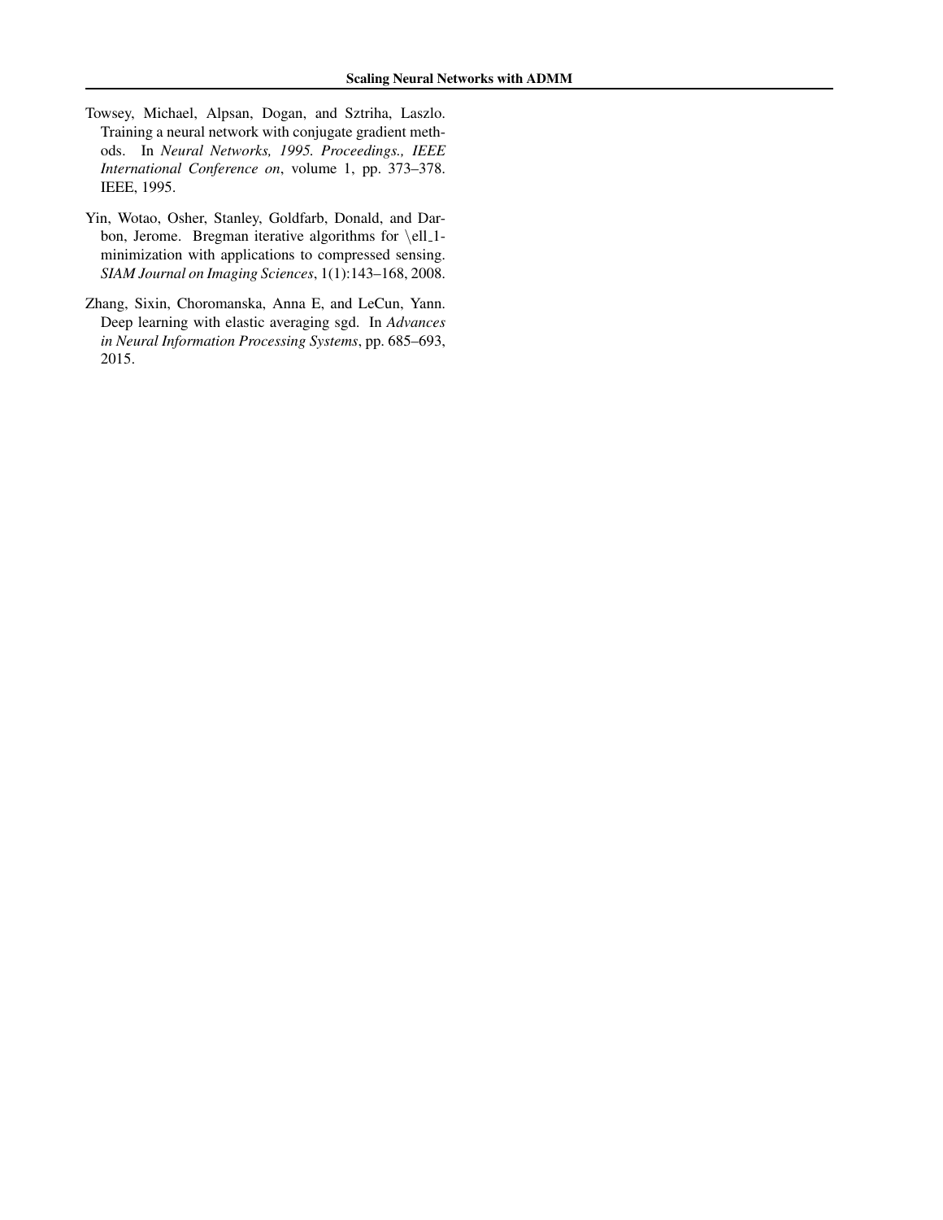Towsey, Michael, Alpsan, Dogan, and Sztriha, Laszlo. Training a neural network with conjugate gradient methods. In *Neural Networks, 1995. Proceedings., IEEE International Conference on*, volume 1, pp. 373–378. IEEE, 1995.

Yin, Wotao, Osher, Stanley, Goldfarb, Donald, and Darbon, Jerome. Bregman iterative algorithms for \ell_1-minimization with applications to compressed sensing. *SIAM Journal on Imaging Sciences*, 1(1):143–168, 2008.

Zhang, Sixin, Choromanska, Anna E, and LeCun, Yann. Deep learning with elastic averaging sgd. In *Advances in Neural Information Processing Systems*, pp. 685–693, 2015.